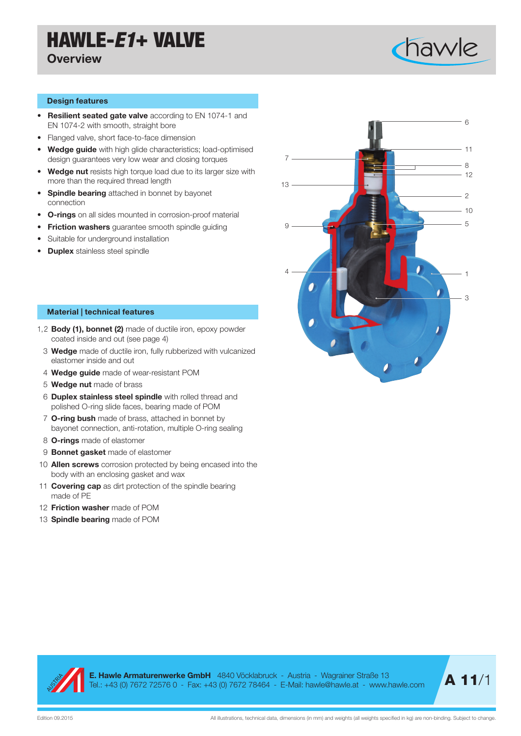# HAWLE-*E1*+ VALVE

## Overview

### Design features

- **Resilient seated gate valve** according to EN 1074-1 and EN 1074-2 with smooth, straight bore
- Flanged valve, short face-to-face dimension
- **Wedge guide** with high glide characteristics; load-optimised design guarantees very low wear and closing torques
- **Wedge nut** resists high torque load due to its larger size with more than the required thread length
- **Spindle bearing** attached in bonnet by bayonet connection
- **O-rings** on all sides mounted in corrosion-proof material
- **Friction washers** guarantee smooth spindle guiding
- Suitable for underground installation
- **Duplex** stainless steel spindle

### Material | technical features

1,2 **Body (1), bonnet (2)** made of ductile iron, epoxy powder coated inside and out (see page 4)

3 **Wedge** made of ductile iron, fully rubberized with vulcanized elastomer inside and out

4 **Wedge guide** made of wear-resistant POM

5 **Wedge nut** made of brass

6 **Duplex stainless steel spindle** with rolled thread and polished O-ring slide faces, bearing made of POM

7 **O-ring bush** made of brass, attached in bonnet by bayonet connection, anti-rotation, multiple O-ring sealing

8 **O-rings** made of elastomer

9 **Bonnet gasket** made of elastomer

10 **Allen screws** corrosion protected by being encased into the body with an enclosing gasket and wax

11 **Covering cap** as dirt protection of the spindle bearing made of PE

12 **Friction washer** made of POM

13 **Spindle bearing** made of POM

**E. Hawle Armaturenwerke GmbH** 4840 Vöcklabruck - Austria - Wagrainer Straße 13
Tel.: +43 (0) 7672 72576 0 - Fax: +43 (0) 7672 78464 - E-Mail: hawle@hawle.at - www.hawle.com

Edition 09.2015

All illustrations, technical data, dimensions (in mm) and weights (all weights specified in kg) are non-binding. Subject to change.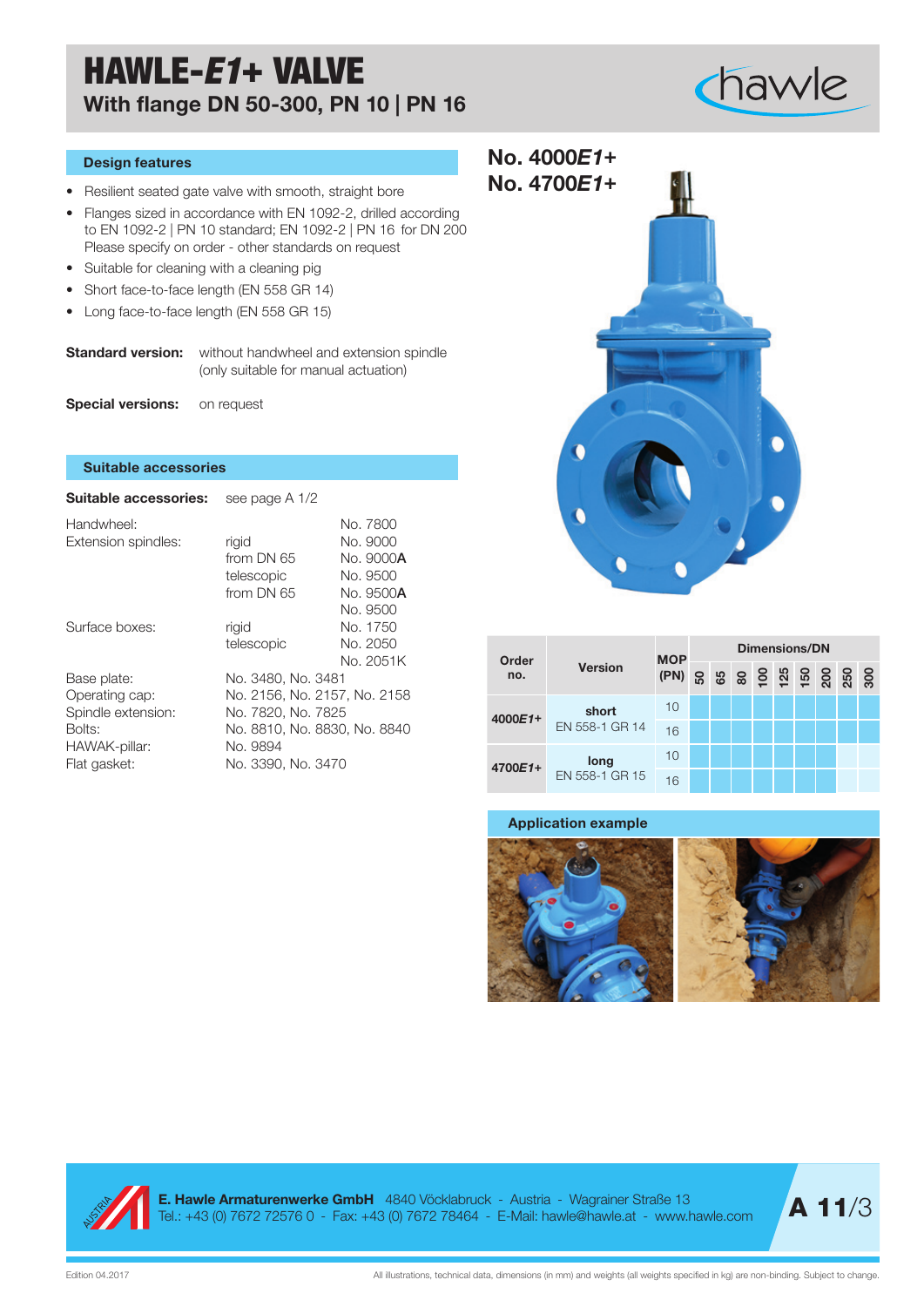# HAWLE-*E1*+ VALVE

## With flange DN 50-300, PN 10 | PN 16

### Design features

- Resilient seated gate valve with smooth, straight bore
- Flanges sized in accordance with EN 1092-2, drilled according to EN 1092-2 | PN 10 standard; EN 1092-2 | PN 16 for DN 200 Please specify on order - other standards on request
- Suitable for cleaning with a cleaning pig
- Short face-to-face length (EN 558 GR 14)
- Long face-to-face length (EN 558 GR 15)

**Standard version:** without handwheel and extension spindle (only suitable for manual actuation)

**Special versions:** on request

### Suitable accessories

**Suitable accessories:** see page A 1/2

| | | |
|---|---|---|
| Handwheel: | | No. 7800 |
| Extension spindles: | rigid | No. 9000 |
| | from DN 65 | No. 9000**A** |
| | telescopic | No. 9500 |
| | from DN 65 | No. 9500**A** |
| | | No. 9500 |
| Surface boxes: | rigid | No. 1750 |
| | telescopic | No. 2050 |
| | | No. 2051K |
| Base plate: | No. 3480, No. 3481 | |
| Operating cap: | No. 2156, No. 2157, No. 2158 | |
| Spindle extension: | No. 7820, No. 7825 | |
| Bolts: | No. 8810, No. 8830, No. 8840 | |
| HAWAK-pillar: | No. 9894 | |
| Flat gasket: | No. 3390, No. 3470 | |

## No. 4000*E1*+
## No. 4700*E1*+

| Order no. | Version | MOP (PN) | Dimensions/DN | | | | | | | | |
|---|---|---|---|---|---|---|---|---|---|---|---|
| | | | 50 | 65 | 80 | 100 | 125 | 150 | 200 | 250 | 300 |
| 4000*E1*+ | **short** EN 558-1 GR 14 | 10 | ● | ● | ● | ● | ● | ● | ● | ● | ● |
| | | 16 | ● | ● | ● | ● | ● | ● | ● | ● | ● |
| 4700*E1*+ | **long** EN 558-1 GR 15 | 10 | ● | ● | ● | ● | ● | ● | ● | | |
| | | 16 | ● | ● | ● | ● | ● | ● | ● | | |

### Application example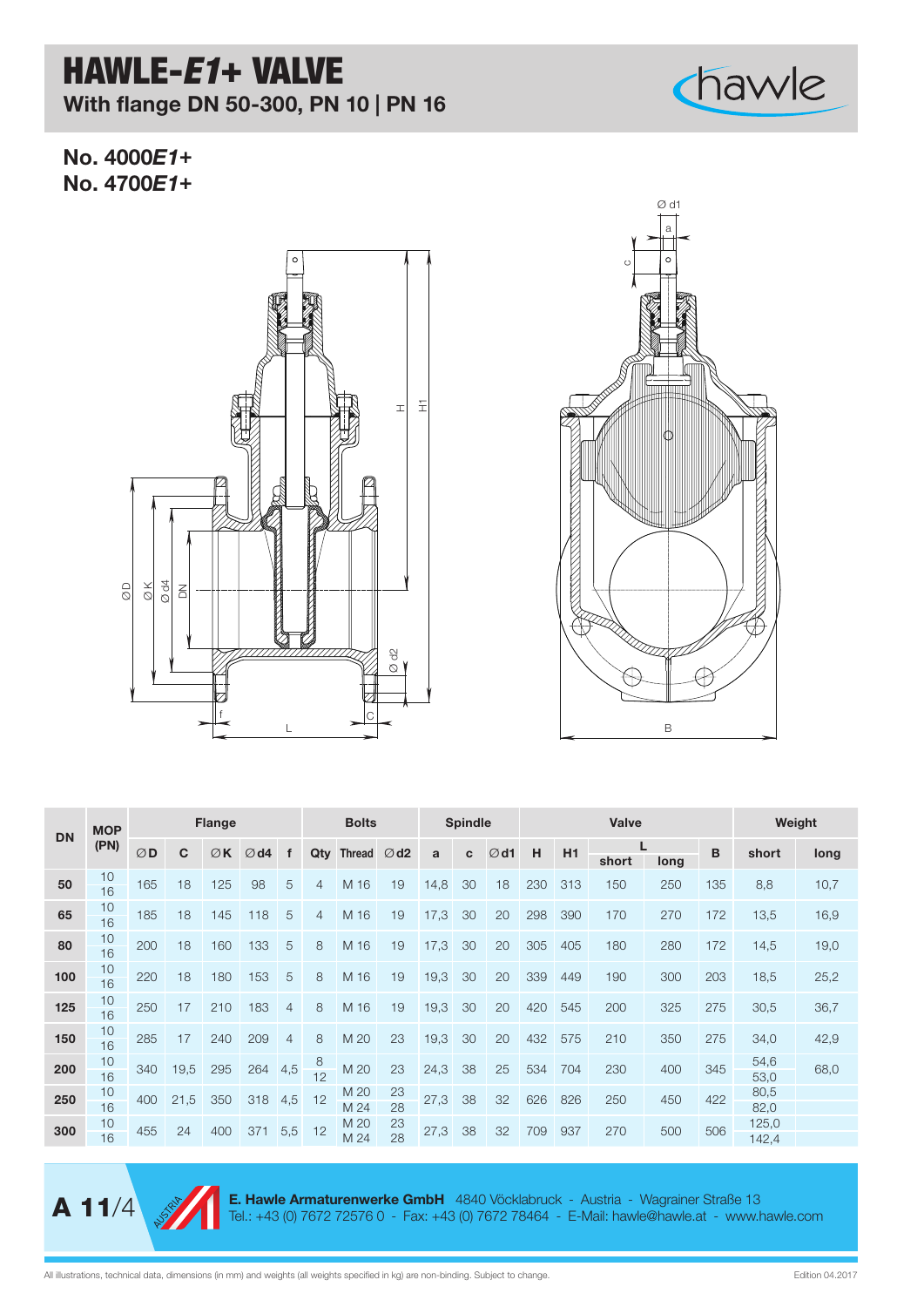# HAWLE-*E1*+ VALVE

## With flange DN 50-300, PN 10 | PN 16

**No. 4000*E1*+**
**No. 4700*E1*+**

Ø d1
a
c
H
H1
ØD
ØK
Ø d4
DN
Ø d2
f
L
C
B

| DN | MOP (PN) | Flange | | | | | Bolts | | | Spindle | | | Valve | | | | | Weight | |
|---|---|---|---|---|---|---|---|---|---|---|---|---|---|---|---|---|---|---|---|
| | | ØD | C | ØK | Ød4 | f | Qty | Thread | Ød2 | a | c | Ød1 | H | H1 | L short | L long | B | short | long |
| **50** | 10<br>16 | 165 | 18 | 125 | 98 | 5 | 4 | M 16 | 19 | 14,8 | 30 | 18 | 230 | 313 | 150 | 250 | 135 | 8,8 | 10,7 |
| **65** | 10<br>16 | 185 | 18 | 145 | 118 | 5 | 4 | M 16 | 19 | 17,3 | 30 | 20 | 298 | 390 | 170 | 270 | 172 | 13,5 | 16,9 |
| **80** | 10<br>16 | 200 | 18 | 160 | 133 | 5 | 8 | M 16 | 19 | 17,3 | 30 | 20 | 305 | 405 | 180 | 280 | 172 | 14,5 | 19,0 |
| **100** | 10<br>16 | 220 | 18 | 180 | 153 | 5 | 8 | M 16 | 19 | 19,3 | 30 | 20 | 339 | 449 | 190 | 300 | 203 | 18,5 | 25,2 |
| **125** | 10<br>16 | 250 | 17 | 210 | 183 | 4 | 8 | M 16 | 19 | 19,3 | 30 | 20 | 420 | 545 | 200 | 325 | 275 | 30,5 | 36,7 |
| **150** | 10<br>16 | 285 | 17 | 240 | 209 | 4 | 8 | M 20 | 23 | 19,3 | 30 | 20 | 432 | 575 | 210 | 350 | 275 | 34,0 | 42,9 |
| **200** | 10<br>16 | 340 | 19,5 | 295 | 264 | 4,5 | 8<br>12 | M 20 | 23 | 24,3 | 38 | 25 | 534 | 704 | 230 | 400 | 345 | 54,6<br>53,0 | 68,0 |
| **250** | 10<br>16 | 400 | 21,5 | 350 | 318 | 4,5 | 12 | M 20<br>M 24 | 23<br>28 | 27,3 | 38 | 32 | 626 | 826 | 250 | 450 | 422 | 80,5<br>82,0 | |
| **300** | 10<br>16 | 455 | 24 | 400 | 371 | 5,5 | 12 | M 20<br>M 24 | 23<br>28 | 27,3 | 38 | 32 | 709 | 937 | 270 | 500 | 506 | 125,0<br>142,4 | |

**A 11**/4

AUSTRIA

**E. Hawle Armaturenwerke GmbH** 4840 Vöcklabruck - Austria - Wagrainer Straße 13
Tel.: +43 (0) 7672 72576 0 - Fax: +43 (0) 7672 78464 - E-Mail: hawle@hawle.at - www.hawle.com

All illustrations, technical data, dimensions (in mm) and weights (all weights specified in kg) are non-binding. Subject to change.

Edition 04.2017